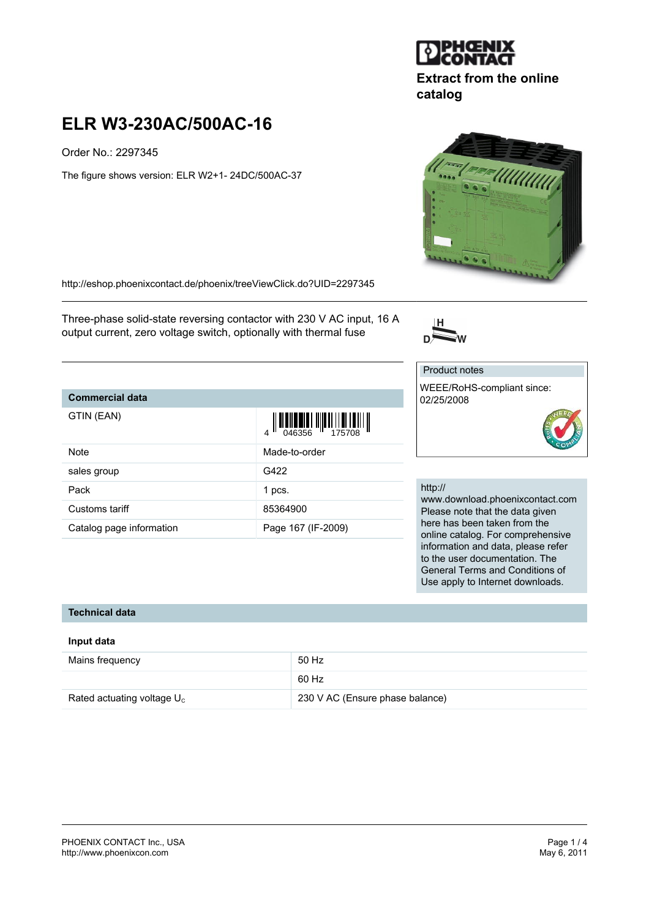Extract from the online catalog

# ELR W3-230AC/500AC-16

Order No.: 2297345

The figure shows version: ELR W2+1- 24DC/500AC-37

http://eshop.phoenixcontact.de/phoenix/treeViewClick.do?UID=2297345

Three-phase solid-state reversing contactor with 230 V AC input, 16 A output current, zero voltage switch, optionally with thermal fuse

| Commercial data | |
|---|---|
| GTIN (EAN) | 4 046356 175708 |
| Note | Made-to-order |
| sales group | G422 |
| Pack | 1 pcs. |
| Customs tariff | 85364900 |
| Catalog page information | Page 167 (IF-2009) |

Product notes

WEEE/RoHS-compliant since: 02/25/2008

http://www.download.phoenixcontact.com
Please note that the data given here has been taken from the online catalog. For comprehensive information and data, please refer to the user documentation. The General Terms and Conditions of Use apply to Internet downloads.

## Technical data

### Input data

| | |
|---|---|
| Mains frequency | 50 Hz |
| | 60 Hz |
| Rated actuating voltage $U_c$ | 230 V AC (Ensure phase balance) |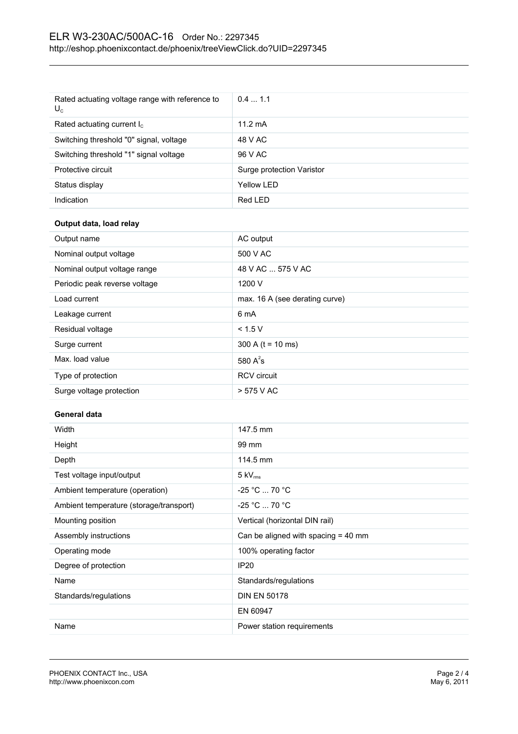| | |
|---|---|
| Rated actuating voltage range with reference to $U_C$ | 0.4 ... 1.1 |
| Rated actuating current $I_C$ | 11.2 mA |
| Switching threshold "0" signal, voltage | 48 V AC |
| Switching threshold "1" signal voltage | 96 V AC |
| Protective circuit | Surge protection Varistor |
| Status display | Yellow LED |
| Indication | Red LED |

**Output data, load relay**

| | |
|---|---|
| Output name | AC output |
| Nominal output voltage | 500 V AC |
| Nominal output voltage range | 48 V AC ... 575 V AC |
| Periodic peak reverse voltage | 1200 V |
| Load current | max. 16 A (see derating curve) |
| Leakage current | 6 mA |
| Residual voltage | < 1.5 V |
| Surge current | 300 A (t = 10 ms) |
| Max. load value | 580 $A^2s$ |
| Type of protection | RCV circuit |
| Surge voltage protection | > 575 V AC |

**General data**

| | |
|---|---|
| Width | 147.5 mm |
| Height | 99 mm |
| Depth | 114.5 mm |
| Test voltage input/output | 5 $kV_{rms}$ |
| Ambient temperature (operation) | -25 °C ... 70 °C |
| Ambient temperature (storage/transport) | -25 °C ... 70 °C |
| Mounting position | Vertical (horizontal DIN rail) |
| Assembly instructions | Can be aligned with spacing = 40 mm |
| Operating mode | 100% operating factor |
| Degree of protection | IP20 |
| Name | Standards/regulations |
| Standards/regulations | DIN EN 50178 |
| | EN 60947 |
| Name | Power station requirements |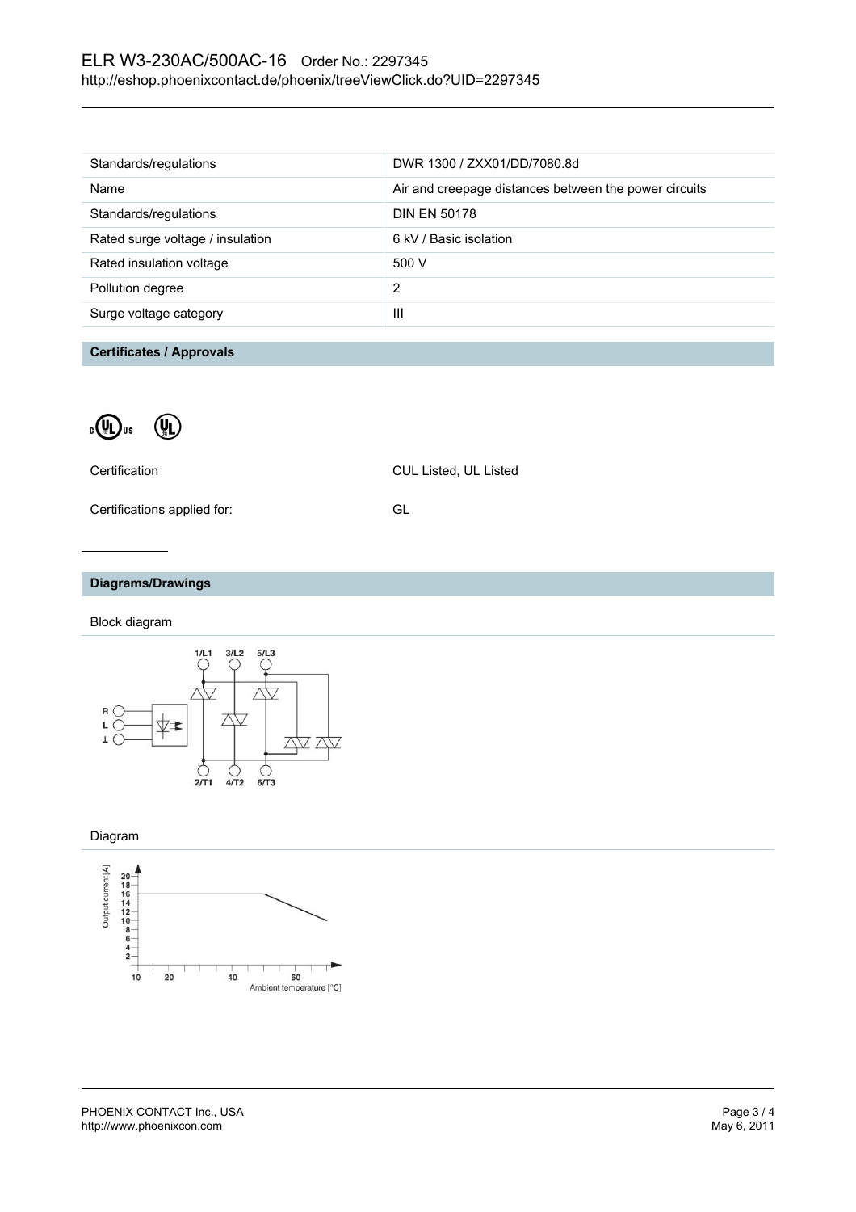| | |
|---|---|
| Standards/regulations | DWR 1300 / ZXX01/DD/7080.8d |
| Name | Air and creepage distances between the power circuits |
| Standards/regulations | DIN EN 50178 |
| Rated surge voltage / insulation | 6 kV / Basic isolation |
| Rated insulation voltage | 500 V |
| Pollution degree | 2 |
| Surge voltage category | III |

## Certificates / Approvals

| | |
|---|---|
| Certification | CUL Listed, UL Listed |
| Certifications applied for: | GL |

## Diagrams/Drawings

Block diagram

Diagram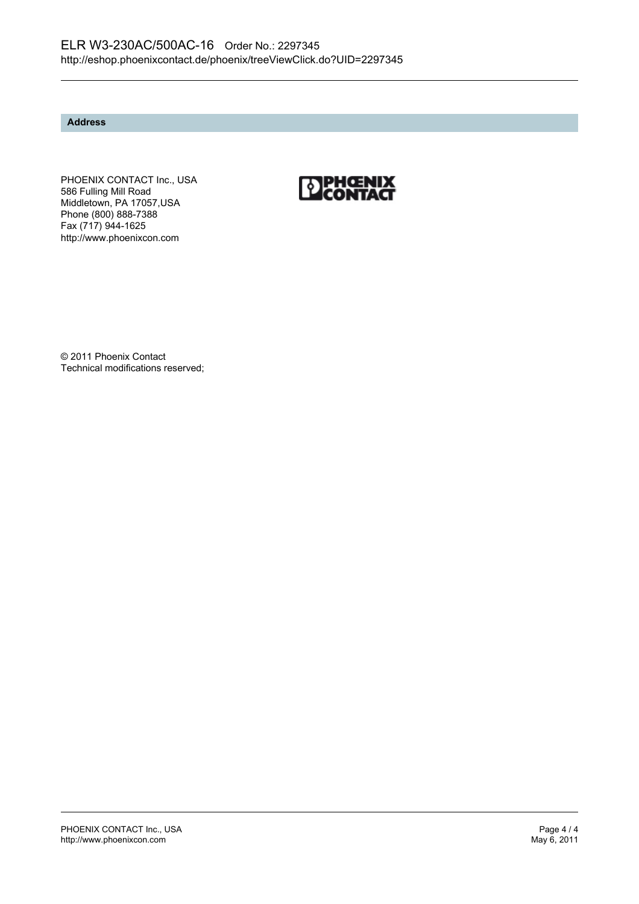## Address

PHOENIX CONTACT Inc., USA
586 Fulling Mill Road
Middletown, PA 17057,USA
Phone (800) 888-7388
Fax (717) 944-1625
http://www.phoenixcon.com

© 2011 Phoenix Contact
Technical modifications reserved;